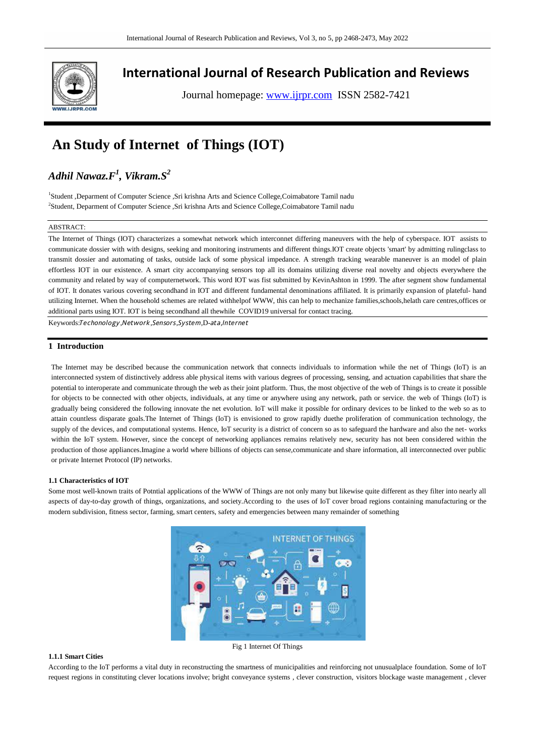# International Journal of Research Publication and Reviews

Journal homepage: www.ijrpr.com ISSN 2582-7421

# An Study of Internet of Things (IOT)

## *Adhil Nawaz.F[1], Vikram.S[2]*

[1]Student ,Deparment of Computer Science ,Sri krishna Arts and Science College,Coimabatore Tamil nadu
[2]Student, Deparment of Computer Science ,Sri krishna Arts and Science College,Coimabatore Tamil nadu

ABSTRACT:

The Internet of Things (IOT) characterizes a somewhat network which interconnet differing maneuvers with the help of cyberspace. IOT assists to communicate dossier with with designs, seeking and monitoring instruments and different things.IOT create objects 'smart' by admitting rulingclass to transmit dossier and automating of tasks, outside lack of some physical impedance. A strength tracking wearable maneuver is an model of plain effortless IOT in our existence. A smart city accompanying sensors top all its domains utilizing diverse real novelty and objects everywhere the community and related by way of computernetwork. This word IOT was fist submitted by KevinAshton in 1999. The after segment show fundamental of IOT. It donates various covering secondhand in IOT and different fundamental denominations affiliated. It is primarily expansion of plateful- hand utilizing Internet. When the household schemes are related withhelpof WWW, this can help to mechanize families,schools,helath care centres,offices or additional parts using IOT. IOT is being secondhand all thewhile COVID19 universal for contact tracing.

Keywords:*Techonology*,*Network*,*Sensors*,*System*,D-*ata*,*Internet*

## 1 Introduction

The Internet may be described because the communication network that connects individuals to information while the net of Things (IoT) is an interconnected system of distinctively address able physical items with various degrees of processing, sensing, and actuation capabilities that share the potential to interoperate and communicate through the web as their joint platform. Thus, the most objective of the web of Things is to create it possible for objects to be connected with other objects, individuals, at any time or anywhere using any network, path or service. the web of Things (IoT) is gradually being considered the following innovate the net evolution. IoT will make it possible for ordinary devices to be linked to the web so as to attain countless disparate goals.The Internet of Things (IoT) is envisioned to grow rapidly duethe proliferation of communication technology, the supply of the devices, and computational systems. Hence, IoT security is a district of concern so as to safeguard the hardware and also the net- works within the IoT system. However, since the concept of networking appliances remains relatively new, security has not been considered within the production of those appliances.Imagine a world where billions of objects can sense,communicate and share information, all interconnected over public or private Internet Protocol (IP) networks.

### 1.1 Characteristics of IOT

Some most well-known traits of Potntial applications of the WWW of Things are not only many but likewise quite different as they filter into nearly all aspects of day-to-day growth of things, organizations, and society.According to the uses of IoT cover broad regions containing manufacturing or the modern subdivision, fitness sector, farming, smart centers, safety and emergencies between many remainder of something

Fig 1 Internet Of Things

#### 1.1.1 Smart Cities

According to the IoT performs a vital duty in reconstructing the smartness of municipalities and reinforcing not unusualplace foundation. Some of IoT request regions in constituting clever locations involve; bright conveyance systems , clever construction, visitors blockage waste management , clever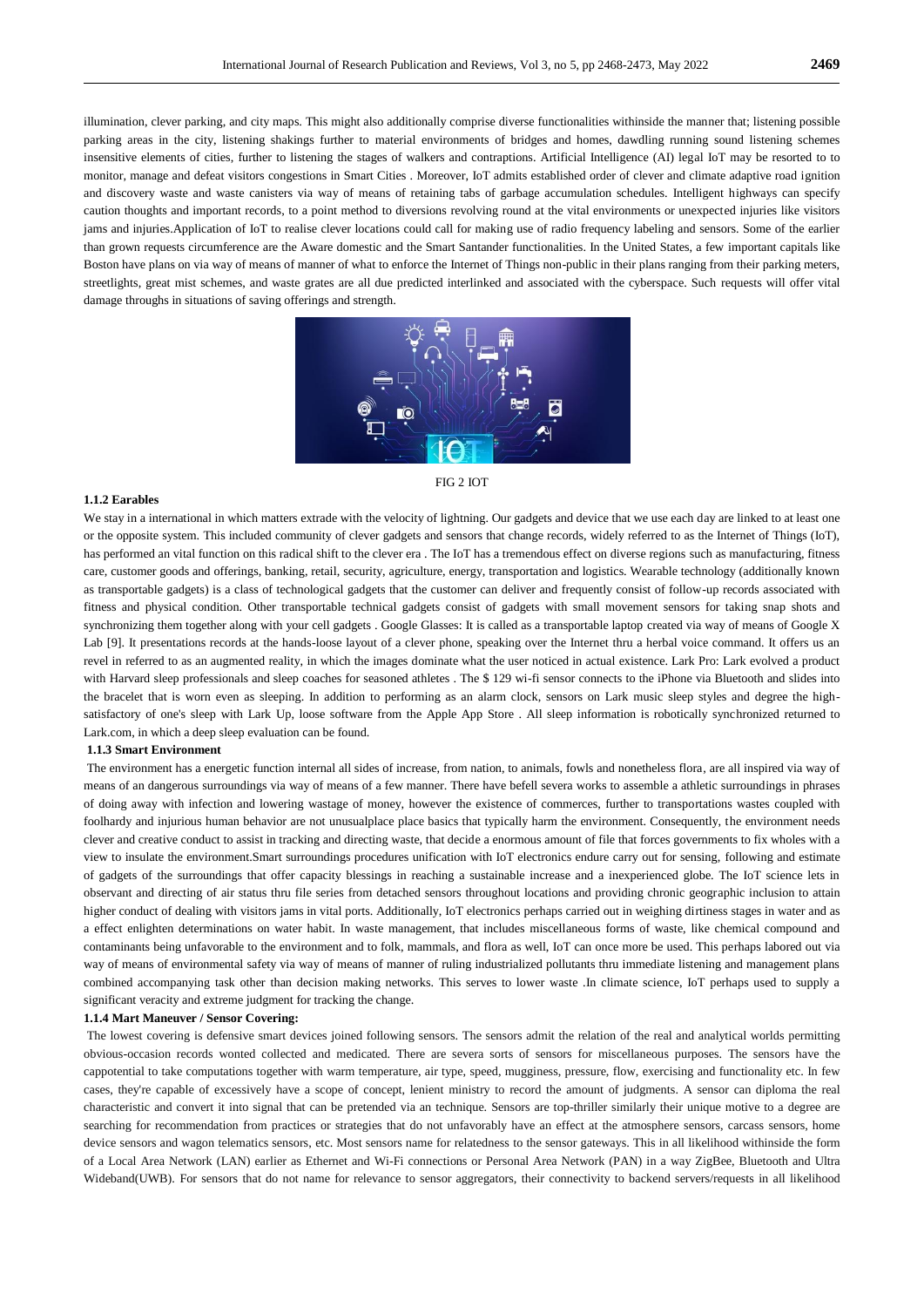illumination, clever parking, and city maps. This might also additionally comprise diverse functionalities withinside the manner that; listening possible parking areas in the city, listening shakings further to material environments of bridges and homes, dawdling running sound listening schemes insensitive elements of cities, further to listening the stages of walkers and contraptions. Artificial Intelligence (AI) legal IoT may be resorted to to monitor, manage and defeat visitors congestions in Smart Cities . Moreover, IoT admits established order of clever and climate adaptive road ignition and discovery waste and waste canisters via way of means of retaining tabs of garbage accumulation schedules. Intelligent highways can specify caution thoughts and important records, to a point method to diversions revolving round at the vital environments or unexpected injuries like visitors jams and injuries.Application of IoT to realise clever locations could call for making use of radio frequency labeling and sensors. Some of the earlier than grown requests circumference are the Aware domestic and the Smart Santander functionalities. In the United States, a few important capitals like Boston have plans on via way of means of manner of what to enforce the Internet of Things non-public in their plans ranging from their parking meters, streetlights, great mist schemes, and waste grates are all due predicted interlinked and associated with the cyberspace. Such requests will offer vital damage throughs in situations of saving offerings and strength.

FIG 2 IOT

### 1.1.2 Earables

We stay in a international in which matters extrade with the velocity of lightning. Our gadgets and device that we use each day are linked to at least one or the opposite system. This included community of clever gadgets and sensors that change records, widely referred to as the Internet of Things (IoT), has performed an vital function on this radical shift to the clever era . The IoT has a tremendous effect on diverse regions such as manufacturing, fitness care, customer goods and offerings, banking, retail, security, agriculture, energy, transportation and logistics. Wearable technology (additionally known as transportable gadgets) is a class of technological gadgets that the customer can deliver and frequently consist of follow-up records associated with fitness and physical condition. Other transportable technical gadgets consist of gadgets with small movement sensors for taking snap shots and synchronizing them together along with your cell gadgets . Google Glasses: It is called as a transportable laptop created via way of means of Google X Lab [9]. It presentations records at the hands-loose layout of a clever phone, speaking over the Internet thru a herbal voice command. It offers us an revel in referred to as an augmented reality, in which the images dominate what the user noticed in actual existence. Lark Pro: Lark evolved a product with Harvard sleep professionals and sleep coaches for seasoned athletes . The $ 129 wi-fi sensor connects to the iPhone via Bluetooth and slides into the bracelet that is worn even as sleeping. In addition to performing as an alarm clock, sensors on Lark music sleep styles and degree the high-satisfactory of one's sleep with Lark Up, loose software from the Apple App Store . All sleep information is robotically synchronized returned to Lark.com, in which a deep sleep evaluation can be found.

### 1.1.3 Smart Environment

The environment has a energetic function internal all sides of increase, from nation, to animals, fowls and nonetheless flora, are all inspired via way of means of an dangerous surroundings via way of means of a few manner. There have befell severa works to assemble a athletic surroundings in phrases of doing away with infection and lowering wastage of money, however the existence of commerces, further to transportations wastes coupled with foolhardy and injurious human behavior are not unusualplace place basics that typically harm the environment. Consequently, the environment needs clever and creative conduct to assist in tracking and directing waste, that decide a enormous amount of file that forces governments to fix wholes with a view to insulate the environment.Smart surroundings procedures unification with IoT electronics endure carry out for sensing, following and estimate of gadgets of the surroundings that offer capacity blessings in reaching a sustainable increase and a inexperienced globe. The IoT science lets in observant and directing of air status thru file series from detached sensors throughout locations and providing chronic geographic inclusion to attain higher conduct of dealing with visitors jams in vital ports. Additionally, IoT electronics perhaps carried out in weighing dirtiness stages in water and as a effect enlighten determinations on water habit. In waste management, that includes miscellaneous forms of waste, like chemical compound and contaminants being unfavorable to the environment and to folk, mammals, and flora as well, IoT can once more be used. This perhaps labored out via way of means of environmental safety via way of means of manner of ruling industrialized pollutants thru immediate listening and management plans combined accompanying task other than decision making networks. This serves to lower waste .In climate science, IoT perhaps used to supply a significant veracity and extreme judgment for tracking the change.

### 1.1.4 Mart Maneuver / Sensor Covering:

The lowest covering is defensive smart devices joined following sensors. The sensors admit the relation of the real and analytical worlds permitting obvious-occasion records wonted collected and medicated. There are severa sorts of sensors for miscellaneous purposes. The sensors have the cappotential to take computations together with warm temperature, air type, speed, mugginess, pressure, flow, exercising and functionality etc. In few cases, they're capable of excessively have a scope of concept, lenient ministry to record the amount of judgments. A sensor can diploma the real characteristic and convert it into signal that can be pretended via an technique. Sensors are top-thriller similarly their unique motive to a degree are searching for recommendation from practices or strategies that do not unfavorably have an effect at the atmosphere sensors, carcass sensors, home device sensors and wagon telematics sensors, etc. Most sensors name for relatedness to the sensor gateways. This in all likelihood withinside the form of a Local Area Network (LAN) earlier as Ethernet and Wi-Fi connections or Personal Area Network (PAN) in a way ZigBee, Bluetooth and Ultra Wideband(UWB). For sensors that do not name for relevance to sensor aggregators, their connectivity to backend servers/requests in all likelihood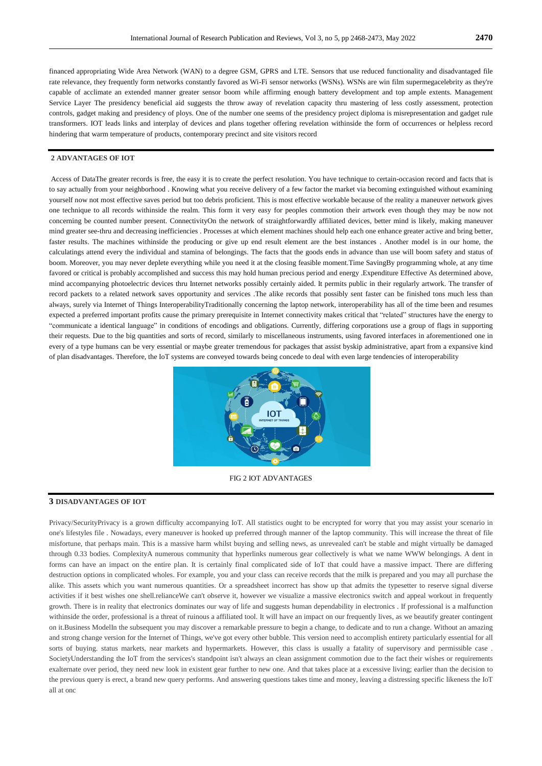financed appropriating Wide Area Network (WAN) to a degree GSM, GPRS and LTE. Sensors that use reduced functionality and disadvantaged file rate relevance, they frequently form networks constantly favored as Wi-Fi sensor networks (WSNs). WSNs are win film supermegacelebrity as they're capable of acclimate an extended manner greater sensor boom while affirming enough battery development and top ample extents. Management Service Layer The presidency beneficial aid suggests the throw away of revelation capacity thru mastering of less costly assessment, protection controls, gadget making and presidency of ploys. One of the number one seems of the presidency project diploma is misrepresentation and gadget rule transformers. IOT leads links and interplay of devices and plans together offering revelation withinside the form of occurrences or helpless record hindering that warm temperature of products, contemporary precinct and site visitors record

## 2 ADVANTAGES OF IOT

Access of DataThe greater records is free, the easy it is to create the perfect resolution. You have technique to certain-occasion record and facts that is to say actually from your neighborhood . Knowing what you receive delivery of a few factor the market via becoming extinguished without examining yourself now not most effective saves period but too debris proficient. This is most effective workable because of the reality a maneuver network gives one technique to all records withinside the realm. This form it very easy for peoples commotion their artwork even though they may be now not concerning be counted number present. ConnectivityOn the network of straightforwardly affiliated devices, better mind is likely, making maneuver mind greater see-thru and decreasing inefficiencies . Processes at which element machines should help each one enhance greater active and bring better, faster results. The machines withinside the producing or give up end result element are the best instances . Another model is in our home, the calculatings attend every the individual and stamina of belongings. The facts that the goods ends in advance than use will boom safety and status of boom. Moreover, you may never deplete everything while you need it at the closing feasible moment.Time SavingBy programming whole, at any time favored or critical is probably accomplished and success this may hold human precious period and energy .Expenditure Effective As determined above, mind accompanying photoelectric devices thru Internet networks possibly certainly aided. It permits public in their regularly artwork. The transfer of record packets to a related network saves opportunity and services .The alike records that possibly sent faster can be finished tons much less than always, surely via Internet of Things InteroperabilityTraditionally concerning the laptop network, interoperability has all of the time been and resumes expected a preferred important profits cause the primary prerequisite in Internet connectivity makes critical that "related" structures have the energy to "communicate a identical language" in conditions of encodings and obligations. Currently, differing corporations use a group of flags in supporting their requests. Due to the big quantities and sorts of record, similarly to miscellaneous instruments, using favored interfaces in aforementioned one in every of a type humans can be very essential or maybe greater tremendous for packages that assist byskip administrative, apart from a expansive kind of plan disadvantages. Therefore, the IoT systems are conveyed towards being concede to deal with even large tendencies of interoperability

FIG 2 IOT ADVANTAGES

## 3 DISADVANTAGES OF IOT

Privacy/SecurityPrivacy is a grown difficulty accompanying IoT. All statistics ought to be encrypted for worry that you may assist your scenario in one's lifestyles file . Nowadays, every maneuver is hooked up preferred through manner of the laptop community. This will increase the threat of file misfortune, that perhaps main. This is a massive harm whilst buying and selling news, as unrevealed can't be stable and might virtually be damaged through 0.33 bodies. ComplexityA numerous community that hyperlinks numerous gear collectively is what we name WWW belongings. A dent in forms can have an impact on the entire plan. It is certainly final complicated side of IoT that could have a massive impact. There are differing destruction options in complicated wholes. For example, you and your class can receive records that the milk is prepared and you may all purchase the alike. This assets which you want numerous quantities. Or a spreadsheet incorrect has show up that admits the typesetter to reserve signal diverse activities if it best wishes one shell.relianceWe can't observe it, however we visualize a massive electronics switch and appeal workout in frequently growth. There is in reality that electronics dominates our way of life and suggests human dependability in electronics . If professional is a malfunction withinside the order, professional is a threat of ruinous a affiliated tool. It will have an impact on our frequently lives, as we beautify greater contingent on it.Business ModelIn the subsequent you may discover a remarkable pressure to begin a change, to dedicate and to run a change. Without an amazing and strong change version for the Internet of Things, we've got every other bubble. This version need to accomplish entirety particularly essential for all sorts of buying. status markets, near markets and hypermarkets. However, this class is usually a fatality of supervisory and permissible case . SocietyUnderstanding the IoT from the services's standpoint isn't always an clean assignment commotion due to the fact their wishes or requirements exaltemate over period, they need new look in existent gear further to new one. And that takes place at a excessive living; earlier than the decision to the previous query is erect, a brand new query performs. And answering questions takes time and money, leaving a distressing specific likeness the IoT all at onc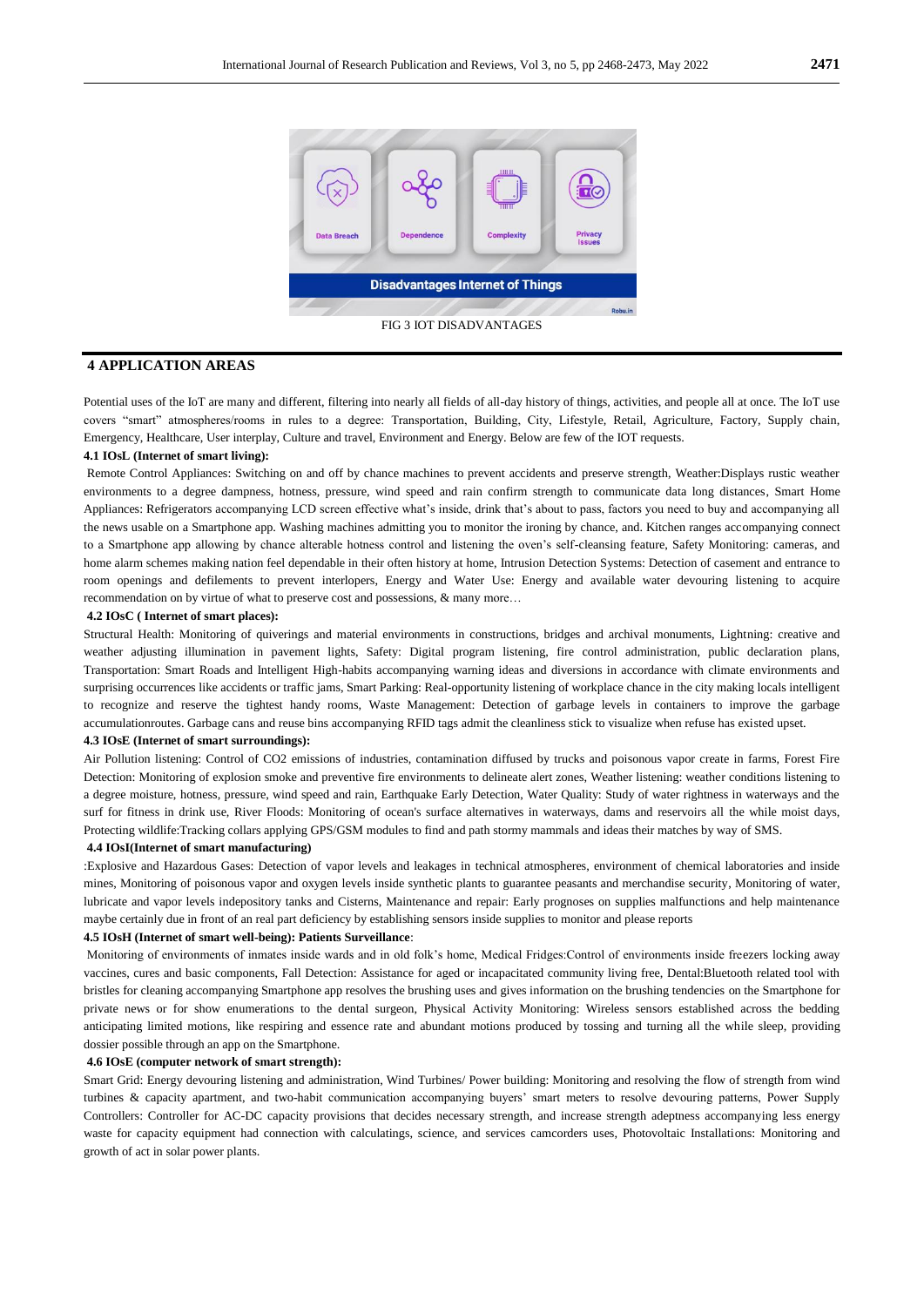FIG 3 IOT DISADVANTAGES

## 4 APPLICATION AREAS

Potential uses of the IoT are many and different, filtering into nearly all fields of all-day history of things, activities, and people all at once. The IoT use covers "smart" atmospheres/rooms in rules to a degree: Transportation, Building, City, Lifestyle, Retail, Agriculture, Factory, Supply chain, Emergency, Healthcare, User interplay, Culture and travel, Environment and Energy. Below are few of the IOT requests.

### 4.1 IOsL (Internet of smart living):

Remote Control Appliances: Switching on and off by chance machines to prevent accidents and preserve strength, Weather:Displays rustic weather environments to a degree dampness, hotness, pressure, wind speed and rain confirm strength to communicate data long distances, Smart Home Appliances: Refrigerators accompanying LCD screen effective what's inside, drink that's about to pass, factors you need to buy and accompanying all the news usable on a Smartphone app. Washing machines admitting you to monitor the ironing by chance, and. Kitchen ranges accompanying connect to a Smartphone app allowing by chance alterable hotness control and listening the oven's self-cleansing feature, Safety Monitoring: cameras, and home alarm schemes making nation feel dependable in their often history at home, Intrusion Detection Systems: Detection of casement and entrance to room openings and defilements to prevent interlopers, Energy and Water Use: Energy and available water devouring listening to acquire recommendation on by virtue of what to preserve cost and possessions, & many more…

### 4.2 IOsC ( Internet of smart places):

Structural Health: Monitoring of quiverings and material environments in constructions, bridges and archival monuments, Lightning: creative and weather adjusting illumination in pavement lights, Safety: Digital program listening, fire control administration, public declaration plans, Transportation: Smart Roads and Intelligent High-habits accompanying warning ideas and diversions in accordance with climate environments and surprising occurrences like accidents or traffic jams, Smart Parking: Real-opportunity listening of workplace chance in the city making locals intelligent to recognize and reserve the tightest handy rooms, Waste Management: Detection of garbage levels in containers to improve the garbage accumulationroutes. Garbage cans and reuse bins accompanying RFID tags admit the cleanliness stick to visualize when refuse has existed upset.

### 4.3 IOsE (Internet of smart surroundings):

Air Pollution listening: Control of CO2 emissions of industries, contamination diffused by trucks and poisonous vapor create in farms, Forest Fire Detection: Monitoring of explosion smoke and preventive fire environments to delineate alert zones, Weather listening: weather conditions listening to a degree moisture, hotness, pressure, wind speed and rain, Earthquake Early Detection, Water Quality: Study of water rightness in waterways and the surf for fitness in drink use, River Floods: Monitoring of ocean's surface alternatives in waterways, dams and reservoirs all the while moist days, Protecting wildlife:Tracking collars applying GPS/GSM modules to find and path stormy mammals and ideas their matches by way of SMS.

### 4.4 IOsI(Internet of smart manufacturing)

:Explosive and Hazardous Gases: Detection of vapor levels and leakages in technical atmospheres, environment of chemical laboratories and inside mines, Monitoring of poisonous vapor and oxygen levels inside synthetic plants to guarantee peasants and merchandise security, Monitoring of water, lubricate and vapor levels indepository tanks and Cisterns, Maintenance and repair: Early prognoses on supplies malfunctions and help maintenance maybe certainly due in front of an real part deficiency by establishing sensors inside supplies to monitor and please reports

### 4.5 IOsH (Internet of smart well-being): Patients Surveillance:

Monitoring of environments of inmates inside wards and in old folk's home, Medical Fridges:Control of environments inside freezers locking away vaccines, cures and basic components, Fall Detection: Assistance for aged or incapacitated community living free, Dental:Bluetooth related tool with bristles for cleaning accompanying Smartphone app resolves the brushing uses and gives information on the brushing tendencies on the Smartphone for private news or for show enumerations to the dental surgeon, Physical Activity Monitoring: Wireless sensors established across the bedding anticipating limited motions, like respiring and essence rate and abundant motions produced by tossing and turning all the while sleep, providing dossier possible through an app on the Smartphone.

### 4.6 IOsE (computer network of smart strength):

Smart Grid: Energy devouring listening and administration, Wind Turbines/ Power building: Monitoring and resolving the flow of strength from wind turbines & capacity apartment, and two-habit communication accompanying buyers' smart meters to resolve devouring patterns, Power Supply Controllers: Controller for AC-DC capacity provisions that decides necessary strength, and increase strength adeptness accompanying less energy waste for capacity equipment had connection with calculatings, science, and services camcorders uses, Photovoltaic Installations: Monitoring and growth of act in solar power plants.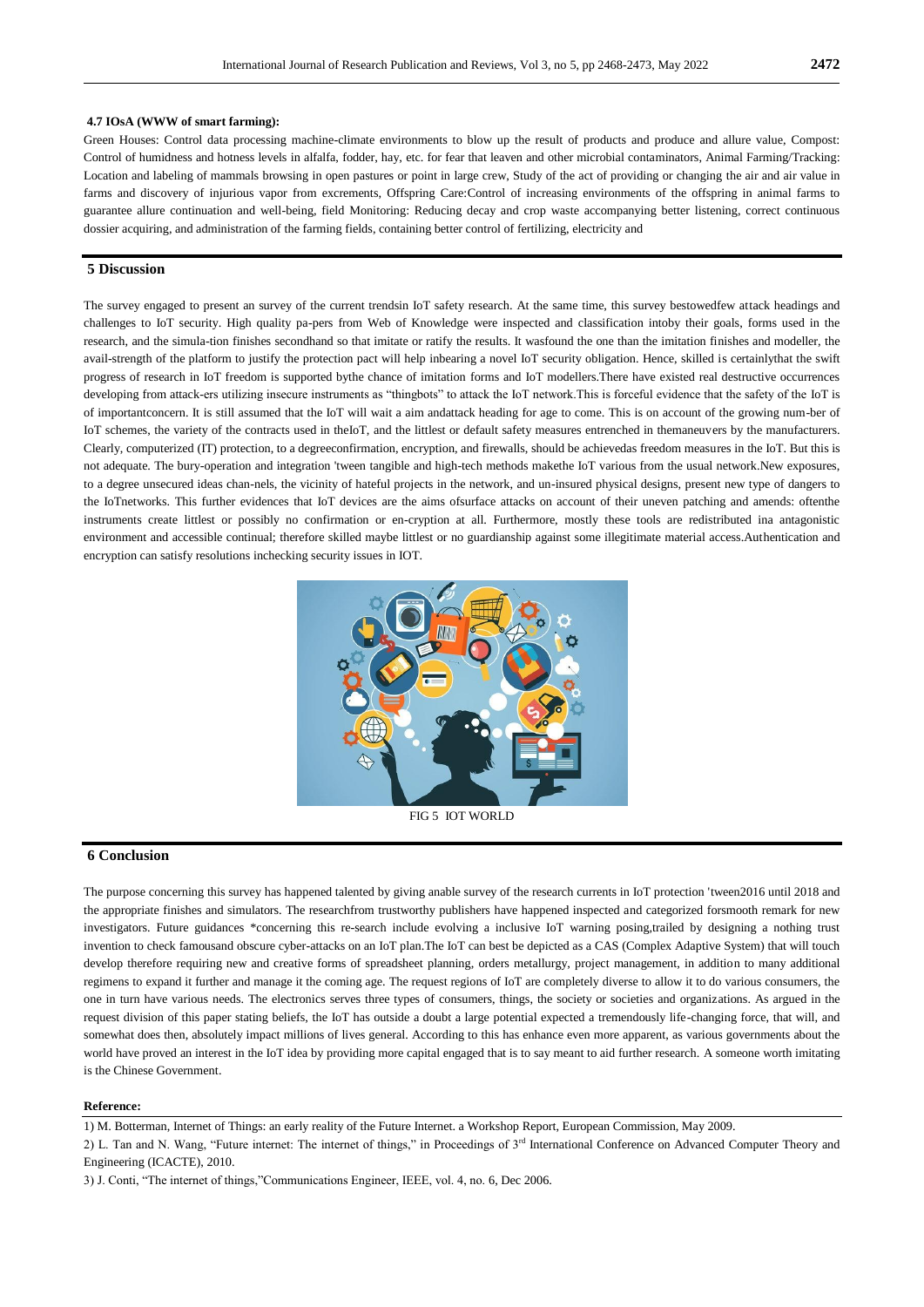**4.7 IOsA (WWW of smart farming):**

Green Houses: Control data processing machine-climate environments to blow up the result of products and produce and allure value, Compost: Control of humidness and hotness levels in alfalfa, fodder, hay, etc. for fear that leaven and other microbial contaminators, Animal Farming/Tracking: Location and labeling of mammals browsing in open pastures or point in large crew, Study of the act of providing or changing the air and air value in farms and discovery of injurious vapor from excrements, Offspring Care:Control of increasing environments of the offspring in animal farms to guarantee allure continuation and well-being, field Monitoring: Reducing decay and crop waste accompanying better listening, correct continuous dossier acquiring, and administration of the farming fields, containing better control of fertilizing, electricity and

## 5 Discussion

The survey engaged to present an survey of the current trendsin IoT safety research. At the same time, this survey bestowedfew attack headings and challenges to IoT security. High quality pa-pers from Web of Knowledge were inspected and classification intoby their goals, forms used in the research, and the simula-tion finishes secondhand so that imitate or ratify the results. It wasfound the one than the imitation finishes and modeller, the avail-strength of the platform to justify the protection pact will help inbearing a novel IoT security obligation. Hence, skilled is certainlythat the swift progress of research in IoT freedom is supported bythe chance of imitation forms and IoT modellers.There have existed real destructive occurrences developing from attack-ers utilizing insecure instruments as "thingbots" to attack the IoT network.This is forceful evidence that the safety of the IoT is of importantconcern. It is still assumed that the IoT will wait a aim andattack heading for age to come. This is on account of the growing num-ber of IoT schemes, the variety of the contracts used in theIoT, and the littlest or default safety measures entrenched in themaneuvers by the manufacturers. Clearly, computerized (IT) protection, to a degreeconfirmation, encryption, and firewalls, should be achievedas freedom measures in the IoT. But this is not adequate. The bury-operation and integration 'tween tangible and high-tech methods makethe IoT various from the usual network.New exposures, to a degree unsecured ideas chan-nels, the vicinity of hateful projects in the network, and un-insured physical designs, present new type of dangers to the IoTnetworks. This further evidences that IoT devices are the aims ofsurface attacks on account of their uneven patching and amends: oftenthe instruments create littlest or possibly no confirmation or en-cryption at all. Furthermore, mostly these tools are redistributed ina antagonistic environment and accessible continual; therefore skilled maybe littlest or no guardianship against some illegitimate material access.Authentication and encryption can satisfy resolutions inchecking security issues in IOT.

FIG 5 IOT WORLD

## 6 Conclusion

The purpose concerning this survey has happened talented by giving anable survey of the research currents in IoT protection 'tween2016 until 2018 and the appropriate finishes and simulators. The researchfrom trustworthy publishers have happened inspected and categorized forsmooth remark for new investigators. Future guidances *concerning this re-search include evolving a inclusive IoT warning posing,trailed by designing a nothing trust invention to check famousand obscure cyber-attacks on an IoT plan.The IoT can best be depicted as a CAS (Complex Adaptive System) that will touch develop therefore requiring new and creative forms of spreadsheet planning, orders metallurgy, project management, in addition to many additional regimens to expand it further and manage it the coming age. The request regions of IoT are completely diverse to allow it to do various consumers, the one in turn have various needs. The electronics serves three types of consumers, things, the society or societies and organizations. As argued in the request division of this paper stating beliefs, the IoT has outside a doubt a large potential expected a tremendously life-changing force, that will, and somewhat does then, absolutely impact millions of lives general. According to this has enhance even more apparent, as various governments about the world have proved an interest in the IoT idea by providing more capital engaged that is to say meant to aid further research. A someone worth imitating is the Chinese Government.

**Reference:**

1) M. Botterman, Internet of Things: an early reality of the Future Internet. a Workshop Report, European Commission, May 2009.

2) L. Tan and N. Wang, "Future internet: The internet of things," in Proceedings of 3rd International Conference on Advanced Computer Theory and Engineering (ICACTE), 2010.

3) J. Conti, "The internet of things,"Communications Engineer, IEEE, vol. 4, no. 6, Dec 2006.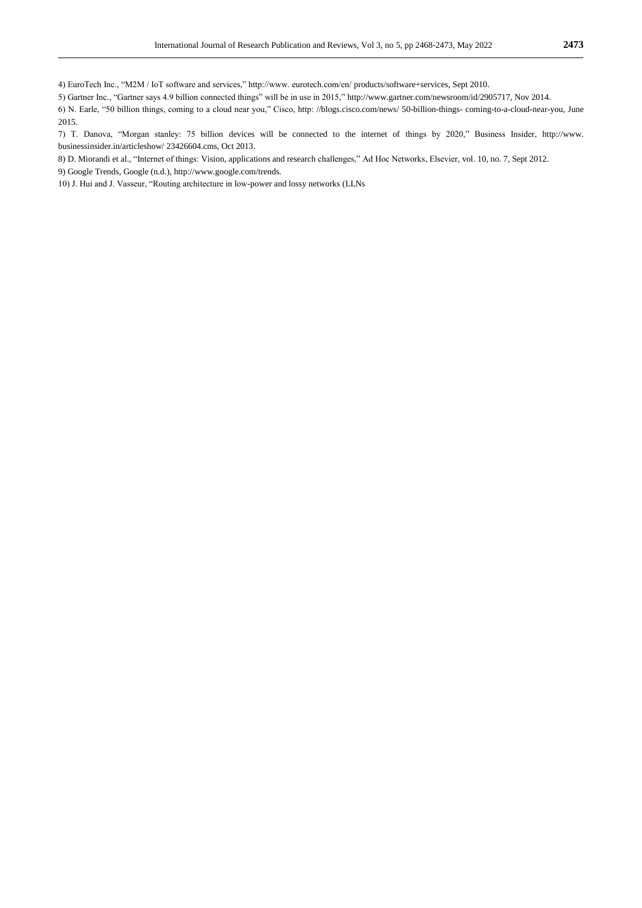4) EuroTech Inc., "M2M / IoT software and services," http://www. eurotech.com/en/ products/software+services, Sept 2010.

5) Gartner Inc., "Gartner says 4.9 billion connected things" will be in use in 2015," http://www.gartner.com/newsroom/id/2905717, Nov 2014.

6) N. Earle, "50 billion things, coming to a cloud near you," Cisco, http: //blogs.cisco.com/news/ 50-billion-things- coming-to-a-cloud-near-you, June 2015.

7) T. Danova, "Morgan stanley: 75 billion devices will be connected to the internet of things by 2020," Business Insider, http://www. businessinsider.in/articleshow/ 23426604.cms, Oct 2013.

8) D. Miorandi et al., "Internet of things: Vision, applications and research challenges," Ad Hoc Networks, Elsevier, vol. 10, no. 7, Sept 2012.

9) Google Trends, Google (n.d.), http://www.google.com/trends.

10) J. Hui and J. Vasseur, "Routing architecture in low-power and lossy networks (LLNs